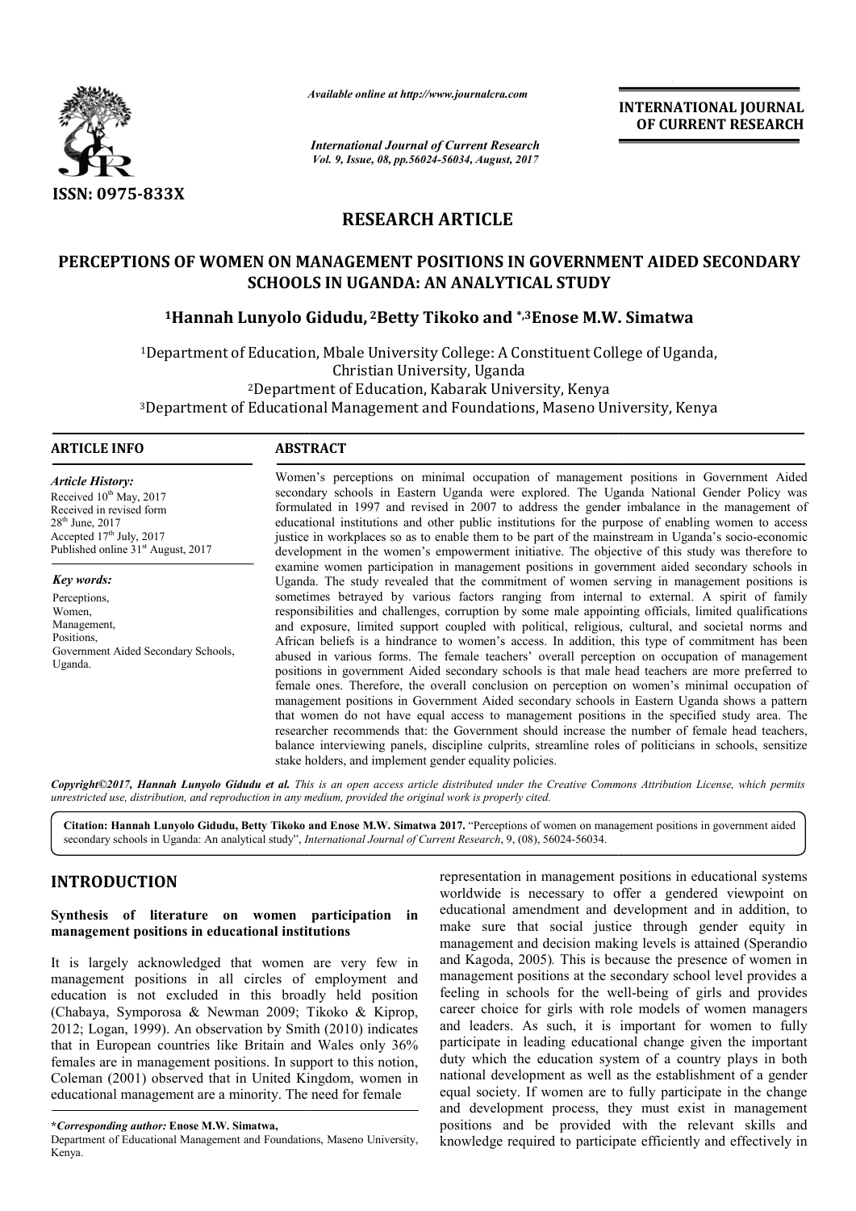*Available online at http://www.journalcra.com*

*International Journal of Current Research*
*Vol. 9, Issue, 08, pp.56024-56034, August, 2017*

**INTERNATIONAL JOURNAL OF CURRENT RESEARCH**

ISSN: 0975-833X

## RESEARCH ARTICLE

# PERCEPTIONS OF WOMEN ON MANAGEMENT POSITIONS IN GOVERNMENT AIDED SECONDARY SCHOOLS IN UGANDA: AN ANALYTICAL STUDY

**[1]Hannah Lunyolo Gidudu, [2]Betty Tikoko and *,[3]Enose M.W. Simatwa**

[1]Department of Education, Mbale University College: A Constituent College of Uganda, Christian University, Uganda
[2]Department of Education, Kabarak University, Kenya
[3]Department of Educational Management and Foundations, Maseno University, Kenya

**ARTICLE INFO**

*Article History:*
Received 10th May, 2017
Received in revised form 28th June, 2017
Accepted 17th July, 2017
Published online 31st August, 2017

*Key words:*
Perceptions,
Women,
Management,
Positions,
Government Aided Secondary Schools,
Uganda.

**ABSTRACT**

Women's perceptions on minimal occupation of management positions in Government Aided secondary schools in Eastern Uganda were explored. The Uganda National Gender Policy was formulated in 1997 and revised in 2007 to address the gender imbalance in the management of educational institutions and other public institutions for the purpose of enabling women to access justice in workplaces so as to enable them to be part of the mainstream in Uganda's socio-economic development in the women's empowerment initiative. The objective of this study was therefore to examine women participation in management positions in government aided secondary schools in Uganda. The study revealed that the commitment of women serving in management positions is sometimes betrayed by various factors ranging from internal to external. A spirit of family responsibilities and challenges, corruption by some male appointing officials, limited qualifications and exposure, limited support coupled with political, religious, cultural, and societal norms and African beliefs is a hindrance to women's access. In addition, this type of commitment has been abused in various forms. The female teachers' overall perception on occupation of management positions in government Aided secondary schools is that male head teachers are more preferred to female ones. Therefore, the overall conclusion on perception on women's minimal occupation of management positions in Government Aided secondary schools in Eastern Uganda shows a pattern that women do not have equal access to management positions in the specified study area. The researcher recommends that: the Government should increase the number of female head teachers, balance interviewing panels, discipline culprits, streamline roles of politicians in schools, sensitize stake holders, and implement gender equality policies.

***Copyright©2017, Hannah Lunyolo Gidudu et al.*** *This is an open access article distributed under the Creative Commons Attribution License, which permits unrestricted use, distribution, and reproduction in any medium, provided the original work is properly cited.*

**Citation: Hannah Lunyolo Gidudu, Betty Tikoko and Enose M.W. Simatwa 2017.** "Perceptions of women on management positions in government aided secondary schools in Uganda: An analytical study", *International Journal of Current Research*, 9, (08), 56024-56034.

## INTRODUCTION

### Synthesis of literature on women participation in management positions in educational institutions

It is largely acknowledged that women are very few in management positions in all circles of employment and education is not excluded in this broadly held position (Chabaya, Symporosa & Newman 2009; Tikoko & Kiprop, 2012; Logan, 1999). An observation by Smith (2010) indicates that in European countries like Britain and Wales only 36% females are in management positions. In support to this notion, Coleman (2001) observed that in United Kingdom, women in educational management are a minority. The need for female representation in management positions in educational systems worldwide is necessary to offer a gendered viewpoint on educational amendment and development and in addition, to make sure that social justice through gender equity in management and decision making levels is attained (Sperandio and Kagoda, 2005). This is because the presence of women in management positions at the secondary school level provides a feeling in schools for the well-being of girls and provides career choice for girls with role models of women managers and leaders. As such, it is important for women to fully participate in leading educational change given the important duty which the education system of a country plays in both national development as well as the establishment of a gender equal society. If women are to fully participate in the change and development process, they must exist in management positions and be provided with the relevant skills and knowledge required to participate efficiently and effectively in

***Corresponding author:* Enose M.W. Simatwa,**
Department of Educational Management and Foundations, Maseno University, Kenya.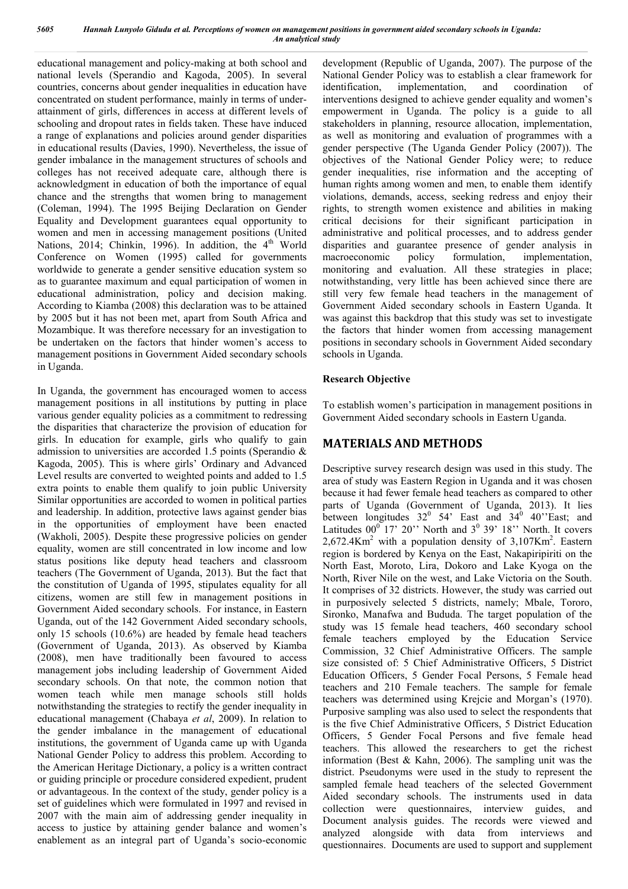educational management and policy-making at both school and national levels (Sperandio and Kagoda, 2005). In several countries, concerns about gender inequalities in education have concentrated on student performance, mainly in terms of under-attainment of girls, differences in access at different levels of schooling and dropout rates in fields taken. These have induced a range of explanations and policies around gender disparities in educational results (Davies, 1990). Nevertheless, the issue of gender imbalance in the management structures of schools and colleges has not received adequate care, although there is acknowledgment in education of both the importance of equal chance and the strengths that women bring to management (Coleman, 1994). The 1995 Beijing Declaration on Gender Equality and Development guarantees equal opportunity to women and men in accessing management positions (United Nations, 2014; Chinkin, 1996). In addition, the 4th World Conference on Women (1995) called for governments worldwide to generate a gender sensitive education system so as to guarantee maximum and equal participation of women in educational administration, policy and decision making. According to Kiamba (2008) this declaration was to be attained by 2005 but it has not been met, apart from South Africa and Mozambique. It was therefore necessary for an investigation to be undertaken on the factors that hinder women's access to management positions in Government Aided secondary schools in Uganda.

In Uganda, the government has encouraged women to access management positions in all institutions by putting in place various gender equality policies as a commitment to redressing the disparities that characterize the provision of education for girls. In education for example, girls who qualify to gain admission to universities are accorded 1.5 points (Sperandio & Kagoda, 2005). This is where girls' Ordinary and Advanced Level results are converted to weighted points and added to 1.5 extra points to enable them qualify to join public University Similar opportunities are accorded to women in political parties and leadership. In addition, protective laws against gender bias in the opportunities of employment have been enacted (Wakholi, 2005). Despite these progressive policies on gender equality, women are still concentrated in low income and low status positions like deputy head teachers and classroom teachers (The Government of Uganda, 2013). But the fact that the constitution of Uganda of 1995, stipulates equality for all citizens, women are still few in management positions in Government Aided secondary schools. For instance, in Eastern Uganda, out of the 142 Government Aided secondary schools, only 15 schools (10.6%) are headed by female head teachers (Government of Uganda, 2013). As observed by Kiamba (2008), men have traditionally been favoured to access management jobs including leadership of Government Aided secondary schools. On that note, the common notion that women teach while men manage schools still holds notwithstanding the strategies to rectify the gender inequality in educational management (Chabaya *et al*, 2009). In relation to the gender imbalance in the management of educational institutions, the government of Uganda came up with Uganda National Gender Policy to address this problem. According to the American Heritage Dictionary, a policy is a written contract or guiding principle or procedure considered expedient, prudent or advantageous. In the context of the study, gender policy is a set of guidelines which were formulated in 1997 and revised in 2007 with the main aim of addressing gender inequality in access to justice by attaining gender balance and women's enablement as an integral part of Uganda's socio-economic development (Republic of Uganda, 2007). The purpose of the National Gender Policy was to establish a clear framework for identification, implementation, and coordination of interventions designed to achieve gender equality and women's empowerment in Uganda. The policy is a guide to all stakeholders in planning, resource allocation, implementation, as well as monitoring and evaluation of programmes with a gender perspective (The Uganda Gender Policy (2007)). The objectives of the National Gender Policy were; to reduce gender inequalities, rise information and the accepting of human rights among women and men, to enable them identify violations, demands, access, seeking redress and enjoy their rights, to strength women existence and abilities in making critical decisions for their significant participation in administrative and political processes, and to address gender disparities and guarantee presence of gender analysis in macroeconomic policy formulation, implementation, monitoring and evaluation. All these strategies in place; notwithstanding, very little has been achieved since there are still very few female head teachers in the management of Government Aided secondary schools in Eastern Uganda. It was against this backdrop that this study was set to investigate the factors that hinder women from accessing management positions in secondary schools in Government Aided secondary schools in Uganda.

### Research Objective

To establish women's participation in management positions in Government Aided secondary schools in Eastern Uganda.

## MATERIALS AND METHODS

Descriptive survey research design was used in this study. The area of study was Eastern Region in Uganda and it was chosen because it had fewer female head teachers as compared to other parts of Uganda (Government of Uganda, 2013). It lies between longitudes $32^0$ 54' East and $34^0$ 40''East; and Latitudes $00^0$ 17' 20'' North and $3^0$ 39' 18'' North. It covers 2,672.4Km$^2$ with a population density of 3,107Km$^2$. Eastern region is bordered by Kenya on the East, Nakapiripiriti on the North East, Moroto, Lira, Dokoro and Lake Kyoga on the North, River Nile on the west, and Lake Victoria on the South. It comprises of 32 districts. However, the study was carried out in purposively selected 5 districts, namely; Mbale, Tororo, Sironko, Manafwa and Bududa. The target population of the study was 15 female head teachers, 460 secondary school female teachers employed by the Education Service Commission, 32 Chief Administrative Officers. The sample size consisted of: 5 Chief Administrative Officers, 5 District Education Officers, 5 Gender Focal Persons, 5 Female head teachers and 210 Female teachers. The sample for female teachers was determined using Krejcie and Morgan's (1970). Purposive sampling was also used to select the respondents that is the five Chief Administrative Officers, 5 District Education Officers, 5 Gender Focal Persons and five female head teachers. This allowed the researchers to get the richest information (Best & Kahn, 2006). The sampling unit was the district. Pseudonyms were used in the study to represent the sampled female head teachers of the selected Government Aided secondary schools. The instruments used in data collection were questionnaires, interview guides, and Document analysis guides. The records were viewed and analyzed alongside with data from interviews and questionnaires. Documents are used to support and supplement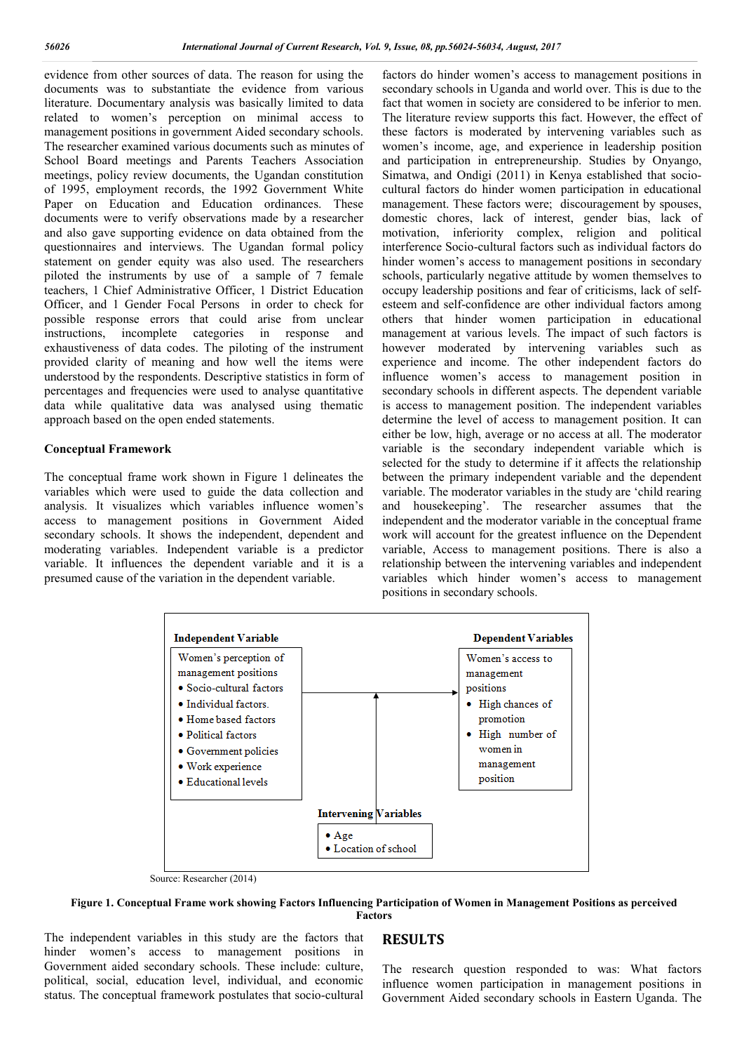evidence from other sources of data. The reason for using the documents was to substantiate the evidence from various literature. Documentary analysis was basically limited to data related to women's perception on minimal access to management positions in government Aided secondary schools. The researcher examined various documents such as minutes of School Board meetings and Parents Teachers Association meetings, policy review documents, the Ugandan constitution of 1995, employment records, the 1992 Government White Paper on Education and Education ordinances. These documents were to verify observations made by a researcher and also gave supporting evidence on data obtained from the questionnaires and interviews. The Ugandan formal policy statement on gender equity was also used. The researchers piloted the instruments by use of a sample of 7 female teachers, 1 Chief Administrative Officer, 1 District Education Officer, and 1 Gender Focal Persons in order to check for possible response errors that could arise from unclear instructions, incomplete categories in response and exhaustiveness of data codes. The piloting of the instrument provided clarity of meaning and how well the items were understood by the respondents. Descriptive statistics in form of percentages and frequencies were used to analyse quantitative data while qualitative data was analysed using thematic approach based on the open ended statements.

## Conceptual Framework

The conceptual frame work shown in Figure 1 delineates the variables which were used to guide the data collection and analysis. It visualizes which variables influence women's access to management positions in Government Aided secondary schools. It shows the independent, dependent and moderating variables. Independent variable is a predictor variable. It influences the dependent variable and it is a presumed cause of the variation in the dependent variable.

factors do hinder women's access to management positions in secondary schools in Uganda and world over. This is due to the fact that women in society are considered to be inferior to men. The literature review supports this fact. However, the effect of these factors is moderated by intervening variables such as women's income, age, and experience in leadership position and participation in entrepreneurship. Studies by Onyango, Simatwa, and Ondigi (2011) in Kenya established that socio-cultural factors do hinder women participation in educational management. These factors were; discouragement by spouses, domestic chores, lack of interest, gender bias, lack of motivation, inferiority complex, religion and political interference Socio-cultural factors such as individual factors do hinder women's access to management positions in secondary schools, particularly negative attitude by women themselves to occupy leadership positions and fear of criticisms, lack of self-esteem and self-confidence are other individual factors among others that hinder women participation in educational management at various levels. The impact of such factors is however moderated by intervening variables such as experience and income. The other independent factors do influence women's access to management position in secondary schools in different aspects. The dependent variable is access to management position. The independent variables determine the level of access to management position. It can either be low, high, average or no access at all. The moderator variable is the secondary independent variable which is selected for the study to determine if it affects the relationship between the primary independent variable and the dependent variable. The moderator variables in the study are 'child rearing and housekeeping'. The researcher assumes that the independent and the moderator variable in the conceptual frame work will account for the greatest influence on the Dependent variable, Access to management positions. There is also a relationship between the intervening variables and independent variables which hinder women's access to management positions in secondary schools.

**Independent Variable**

Women's perception of management positions
- Socio-cultural factors
- Individual factors.
- Home based factors
- Political factors
- Government policies
- Work experience
- Educational levels

**Dependent Variables**

Women's access to management positions
- High chances of promotion
- High number of women in management position

**Intervening Variables**
- Age
- Location of school

Source: Researcher (2014)

**Figure 1. Conceptual Frame work showing Factors Influencing Participation of Women in Management Positions as perceived Factors**

The independent variables in this study are the factors that hinder women's access to management positions in Government aided secondary schools. These include: culture, political, social, education level, individual, and economic status. The conceptual framework postulates that socio-cultural

# RESULTS

The research question responded to was: What factors influence women participation in management positions in Government Aided secondary schools in Eastern Uganda. The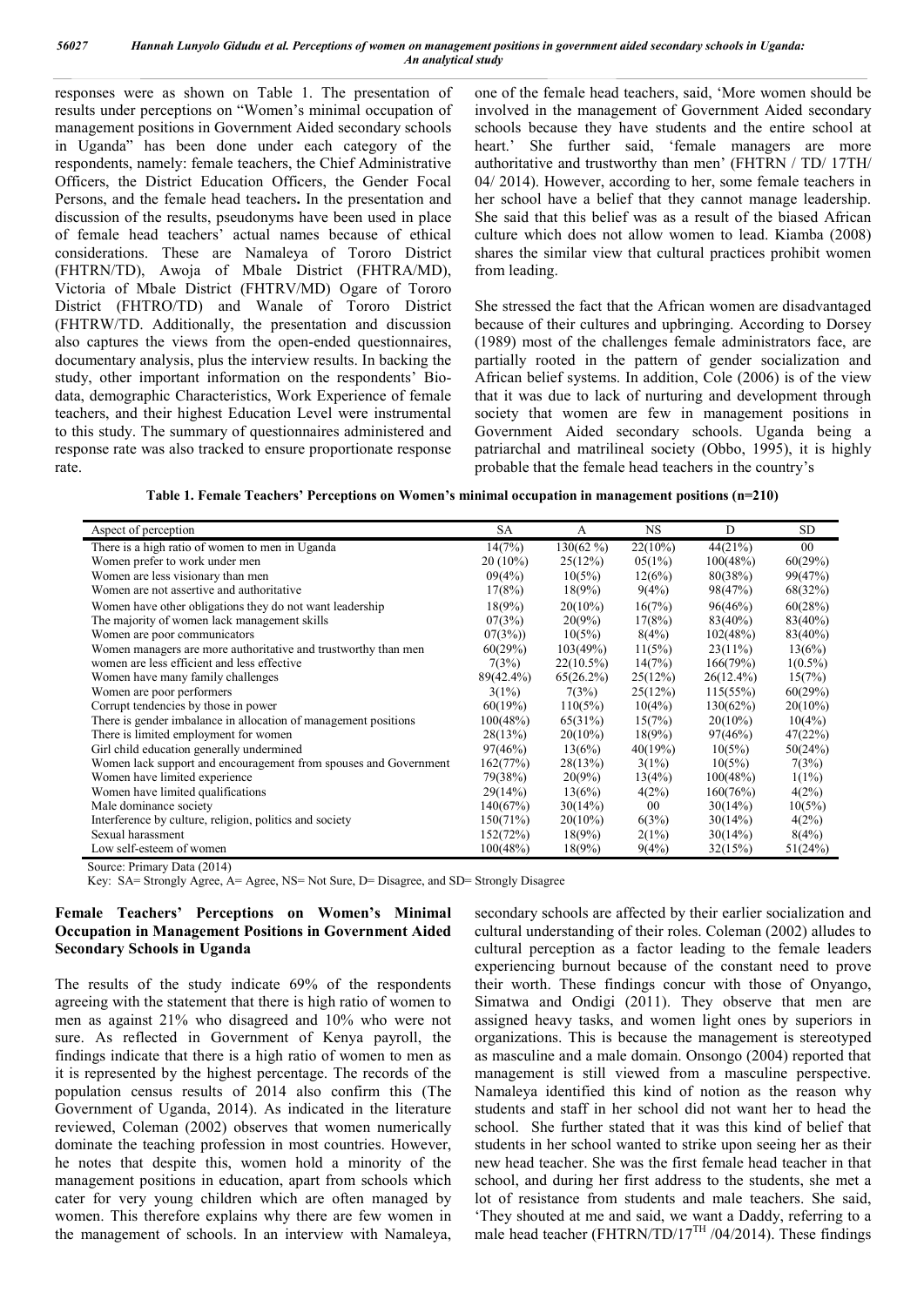responses were as shown on Table 1. The presentation of results under perceptions on "Women's minimal occupation of management positions in Government Aided secondary schools in Uganda" has been done under each category of the respondents, namely: female teachers, the Chief Administrative Officers, the District Education Officers, the Gender Focal Persons, and the female head teachers**.** In the presentation and discussion of the results, pseudonyms have been used in place of female head teachers' actual names because of ethical considerations. These are Namaleya of Tororo District (FHTRN/TD), Awoja of Mbale District (FHTRA/MD), Victoria of Mbale District (FHTRV/MD) Ogare of Tororo District (FHTRO/TD) and Wanale of Tororo District (FHTRW/TD. Additionally, the presentation and discussion also captures the views from the open-ended questionnaires, documentary analysis, plus the interview results. In backing the study, other important information on the respondents' Bio-data, demographic Characteristics, Work Experience of female teachers, and their highest Education Level were instrumental to this study. The summary of questionnaires administered and response rate was also tracked to ensure proportionate response rate.

one of the female head teachers, said, 'More women should be involved in the management of Government Aided secondary schools because they have students and the entire school at heart.' She further said, 'female managers are more authoritative and trustworthy than men' (FHTRN / TD/ 17TH/ 04/ 2014). However, according to her, some female teachers in her school have a belief that they cannot manage leadership. She said that this belief was as a result of the biased African culture which does not allow women to lead. Kiamba (2008) shares the similar view that cultural practices prohibit women from leading.

She stressed the fact that the African women are disadvantaged because of their cultures and upbringing. According to Dorsey (1989) most of the challenges female administrators face, are partially rooted in the pattern of gender socialization and African belief systems. In addition, Cole (2006) is of the view that it was due to lack of nurturing and development through society that women are few in management positions in Government Aided secondary schools. Uganda being a patriarchal and matrilineal society (Obbo, 1995), it is highly probable that the female head teachers in the country's

**Table 1. Female Teachers' Perceptions on Women's minimal occupation in management positions (n=210)**

| Aspect of perception | SA | A | NS | D | SD |
|---|---|---|---|---|---|
| There is a high ratio of women to men in Uganda | 14(7%) | 130(62 %) | 22(10%) | 44(21%) | 00 |
| Women prefer to work under men | 20 (10%) | 25(12%) | 05(1%) | 100(48%) | 60(29%) |
| Women are less visionary than men | 09(4%) | 10(5%) | 12(6%) | 80(38%) | 99(47%) |
| Women are not assertive and authoritative | 17(8%) | 18(9%) | 9(4%) | 98(47%) | 68(32%) |
| Women have other obligations they do not want leadership | 18(9%) | 20(10%) | 16(7%) | 96(46%) | 60(28%) |
| The majority of women lack management skills | 07(3%) | 20(9%) | 17(8%) | 83(40%) | 83(40%) |
| Women are poor communicators | 07(3%)) | 10(5%) | 8(4%) | 102(48%) | 83(40%) |
| Women managers are more authoritative and trustworthy than men | 60(29%) | 103(49%) | 11(5%) | 23(11%) | 13(6%) |
| women are less efficient and less effective | 7(3%) | 22(10.5%) | 14(7%) | 166(79%) | 1(0.5%) |
| Women have many family challenges | 89(42.4%) | 65(26.2%) | 25(12%) | 26(12.4%) | 15(7%) |
| Women are poor performers | 3(1%) | 7(3%) | 25(12%) | 115(55%) | 60(29%) |
| Corrupt tendencies by those in power | 60(19%) | 110(5%) | 10(4%) | 130(62%) | 20(10%) |
| There is gender imbalance in allocation of management positions | 100(48%) | 65(31%) | 15(7%) | 20(10%) | 10(4%) |
| There is limited employment for women | 28(13%) | 20(10%) | 18(9%) | 97(46%) | 47(22%) |
| Girl child education generally undermined | 97(46%) | 13(6%) | 40(19%) | 10(5%) | 50(24%) |
| Women lack support and encouragement from spouses and Government | 162(77%) | 28(13%) | 3(1%) | 10(5%) | 7(3%) |
| Women have limited experience | 79(38%) | 20(9%) | 13(4%) | 100(48%) | 1(1%) |
| Women have limited qualifications | 29(14%) | 13(6%) | 4(2%) | 160(76%) | 4(2%) |
| Male dominance society | 140(67%) | 30(14%) | 00 | 30(14%) | 10(5%) |
| Interference by culture, religion, politics and society | 150(71%) | 20(10%) | 6(3%) | 30(14%) | 4(2%) |
| Sexual harassment | 152(72%) | 18(9%) | 2(1%) | 30(14%) | 8(4%) |
| Low self-esteem of women | 100(48%) | 18(9%) | 9(4%) | 32(15%) | 51(24%) |

Source: Primary Data (2014)

Key: SA= Strongly Agree, A= Agree, NS= Not Sure, D= Disagree, and SD= Strongly Disagree

### Female Teachers' Perceptions on Women's Minimal Occupation in Management Positions in Government Aided Secondary Schools in Uganda

The results of the study indicate 69% of the respondents agreeing with the statement that there is high ratio of women to men as against 21% who disagreed and 10% who were not sure. As reflected in Government of Kenya payroll, the findings indicate that there is a high ratio of women to men as it is represented by the highest percentage. The records of the population census results of 2014 also confirm this (The Government of Uganda, 2014). As indicated in the literature reviewed, Coleman (2002) observes that women numerically dominate the teaching profession in most countries. However, he notes that despite this, women hold a minority of the management positions in education, apart from schools which cater for very young children which are often managed by women. This therefore explains why there are few women in the management of schools. In an interview with Namaleya,

secondary schools are affected by their earlier socialization and cultural understanding of their roles. Coleman (2002) alludes to cultural perception as a factor leading to the female leaders experiencing burnout because of the constant need to prove their worth. These findings concur with those of Onyango, Simatwa and Ondigi (2011). They observe that men are assigned heavy tasks, and women light ones by superiors in organizations. This is because the management is stereotyped as masculine and a male domain. Onsongo (2004) reported that management is still viewed from a masculine perspective. Namaleya identified this kind of notion as the reason why students and staff in her school did not want her to head the school. She further stated that it was this kind of belief that students in her school wanted to strike upon seeing her as their new head teacher. She was the first female head teacher in that school, and during her first address to the students, she met a lot of resistance from students and male teachers. She said, 'They shouted at me and said, we want a Daddy, referring to a male head teacher (FHTRN/TD/17TH /04/2014). These findings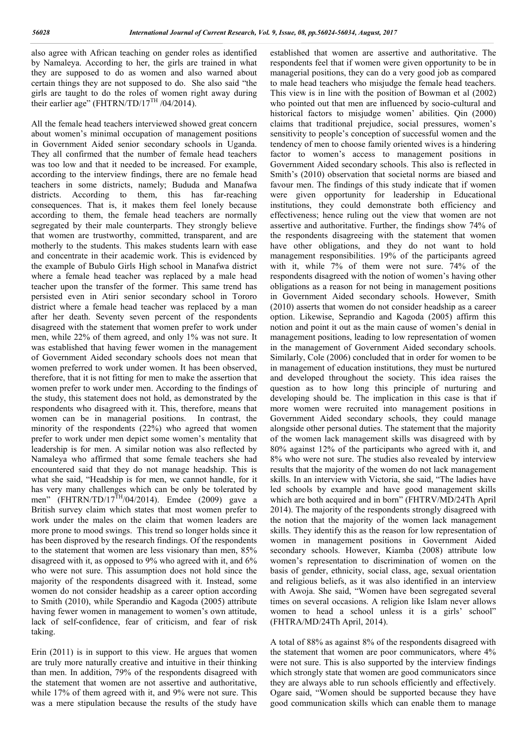also agree with African teaching on gender roles as identified by Namaleya. According to her, the girls are trained in what they are supposed to do as women and also warned about certain things they are not supposed to do. She also said "the girls are taught to do the roles of women right away during their earlier age" (FHTRN/TD/17TH /04/2014).

All the female head teachers interviewed showed great concern about women's minimal occupation of management positions in Government Aided senior secondary schools in Uganda. They all confirmed that the number of female head teachers was too low and that it needed to be increased. For example, according to the interview findings, there are no female head teachers in some districts, namely; Bududa and Manafwa districts. According to them, this has far-reaching consequences. That is, it makes them feel lonely because according to them, the female head teachers are normally segregated by their male counterparts. They strongly believe that women are trustworthy, committed, transparent, and are motherly to the students. This makes students learn with ease and concentrate in their academic work. This is evidenced by the example of Bubulo Girls High school in Manafwa district where a female head teacher was replaced by a male head teacher upon the transfer of the former. This same trend has persisted even in Atiri senior secondary school in Tororo district where a female head teacher was replaced by a man after her death. Seventy seven percent of the respondents disagreed with the statement that women prefer to work under men, while 22% of them agreed, and only 1% was not sure. It was established that having fewer women in the management of Government Aided secondary schools does not mean that women preferred to work under women. It has been observed, therefore, that it is not fitting for men to make the assertion that women prefer to work under men. According to the findings of the study, this statement does not hold, as demonstrated by the respondents who disagreed with it. This, therefore, means that women can be in managerial positions. In contrast, the minority of the respondents (22%) who agreed that women prefer to work under men depict some women's mentality that leadership is for men. A similar notion was also reflected by Namaleya who affirmed that some female teachers she had encountered said that they do not manage headship. This is what she said, "Headship is for men, we cannot handle, for it has very many challenges which can be only be tolerated by men" (FHTRN/TD/17TH/04/2014). Emdee (2009) gave a British survey claim which states that most women prefer to work under the males on the claim that women leaders are more prone to mood swings. This trend so longer holds since it has been disproved by the research findings. Of the respondents to the statement that women are less visionary than men, 85% disagreed with it, as opposed to 9% who agreed with it, and 6% who were not sure. This assumption does not hold since the majority of the respondents disagreed with it. Instead, some women do not consider headship as a career option according to Smith (2010), while Sperandio and Kagoda (2005) attribute having fewer women in management to women's own attitude, lack of self-confidence, fear of criticism, and fear of risk taking.

Erin (2011) is in support to this view. He argues that women are truly more naturally creative and intuitive in their thinking than men. In addition, 79% of the respondents disagreed with the statement that women are not assertive and authoritative, while 17% of them agreed with it, and 9% were not sure. This was a mere stipulation because the results of the study have established that women are assertive and authoritative. The respondents feel that if women were given opportunity to be in managerial positions, they can do a very good job as compared to male head teachers who misjudge the female head teachers. This view is in line with the position of Bowman et al (2002) who pointed out that men are influenced by socio-cultural and historical factors to misjudge women' abilities. Qin (2000) claims that traditional prejudice, social pressures, women's sensitivity to people's conception of successful women and the tendency of men to choose family oriented wives is a hindering factor to women's access to management positions in Government Aided secondary schools. This also is reflected in Smith's (2010) observation that societal norms are biased and favour men. The findings of this study indicate that if women were given opportunity for leadership in Educational institutions, they could demonstrate both efficiency and effectiveness; hence ruling out the view that women are not assertive and authoritative. Further, the findings show 74% of the respondents disagreeing with the statement that women have other obligations, and they do not want to hold management responsibilities. 19% of the participants agreed with it, while 7% of them were not sure. 74% of the respondents disagreed with the notion of women's having other obligations as a reason for not being in management positions in Government Aided secondary schools. However, Smith (2010) asserts that women do not consider headship as a career option. Likewise, Seprandio and Kagoda (2005) affirm this notion and point it out as the main cause of women's denial in management positions, leading to low representation of women in the management of Government Aided secondary schools. Similarly, Cole (2006) concluded that in order for women to be in management of education institutions, they must be nurtured and developed throughout the society. This idea raises the question as to how long this principle of nurturing and developing should be. The implication in this case is that if more women were recruited into management positions in Government Aided secondary schools, they could manage alongside other personal duties. The statement that the majority of the women lack management skills was disagreed with by 80% against 12% of the participants who agreed with it, and 8% who were not sure. The studies also revealed by interview results that the majority of the women do not lack management skills. In an interview with Victoria, she said, "The ladies have led schools by example and have good management skills which are both acquired and in born" (FHTRV/MD/24Th April 2014). The majority of the respondents strongly disagreed with the notion that the majority of the women lack management skills. They identify this as the reason for low representation of women in management positions in Government Aided secondary schools. However, Kiamba (2008) attribute low women's representation to discrimination of women on the basis of gender, ethnicity, social class, age, sexual orientation and religious beliefs, as it was also identified in an interview with Awoja. She said, "Women have been segregated several times on several occasions. A religion like Islam never allows women to head a school unless it is a girls' school" (FHTRA/MD/24Th April, 2014).

A total of 88% as against 8% of the respondents disagreed with the statement that women are poor communicators, where 4% were not sure. This is also supported by the interview findings which strongly state that women are good communicators since they are always able to run schools efficiently and effectively. Ogare said, "Women should be supported because they have good communication skills which can enable them to manage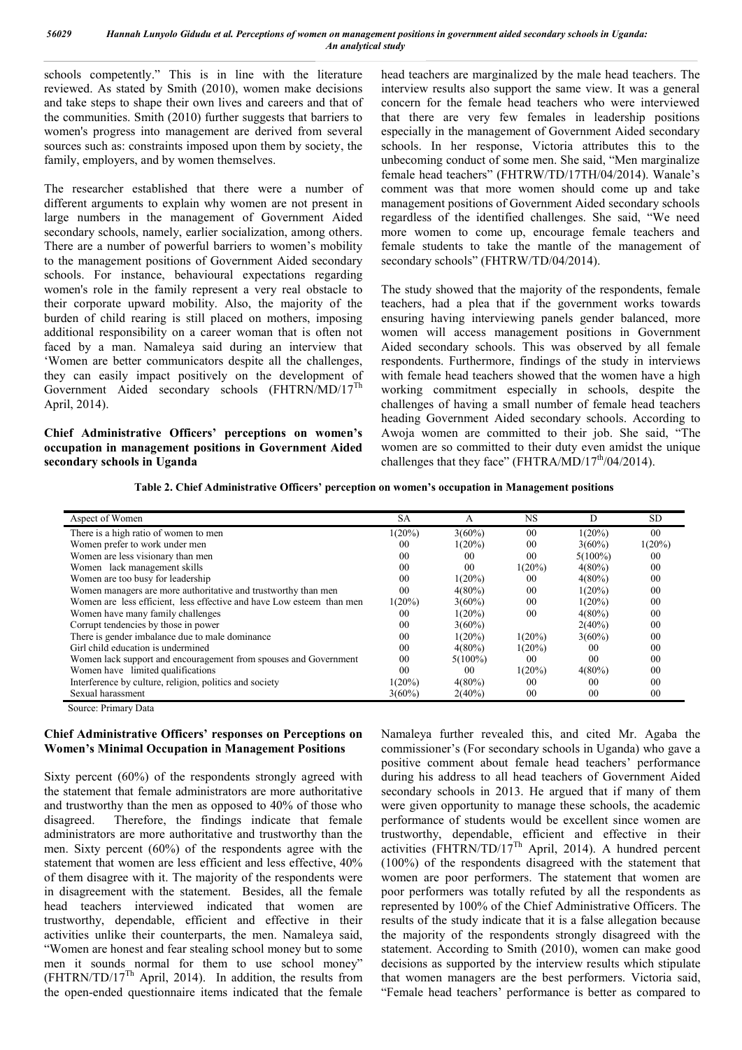schools competently." This is in line with the literature reviewed. As stated by Smith (2010), women make decisions and take steps to shape their own lives and careers and that of the communities. Smith (2010) further suggests that barriers to women's progress into management are derived from several sources such as: constraints imposed upon them by society, the family, employers, and by women themselves.

The researcher established that there were a number of different arguments to explain why women are not present in large numbers in the management of Government Aided secondary schools, namely, earlier socialization, among others. There are a number of powerful barriers to women's mobility to the management positions of Government Aided secondary schools. For instance, behavioural expectations regarding women's role in the family represent a very real obstacle to their corporate upward mobility. Also, the majority of the burden of child rearing is still placed on mothers, imposing additional responsibility on a career woman that is often not faced by a man. Namaleya said during an interview that 'Women are better communicators despite all the challenges, they can easily impact positively on the development of Government Aided secondary schools (FHTRN/MD/17$^{Th}$ April, 2014).

### Chief Administrative Officers' perceptions on women's occupation in management positions in Government Aided secondary schools in Uganda

head teachers are marginalized by the male head teachers. The interview results also support the same view. It was a general concern for the female head teachers who were interviewed that there are very few females in leadership positions especially in the management of Government Aided secondary schools. In her response, Victoria attributes this to the unbecoming conduct of some men. She said, "Men marginalize female head teachers" (FHTRW/TD/17TH/04/2014). Wanale's comment was that more women should come up and take management positions of Government Aided secondary schools regardless of the identified challenges. She said, "We need more women to come up, encourage female teachers and female students to take the mantle of the management of secondary schools" (FHTRW/TD/04/2014).

The study showed that the majority of the respondents, female teachers, had a plea that if the government works towards ensuring having interviewing panels gender balanced, more women will access management positions in Government Aided secondary schools. This was observed by all female respondents. Furthermore, findings of the study in interviews with female head teachers showed that the women have a high working commitment especially in schools, despite the challenges of having a small number of female head teachers heading Government Aided secondary schools. According to Awoja women are committed to their job. She said, "The women are so committed to their duty even amidst the unique challenges that they face" (FHTRA/MD/17$^{th}$/04/2014).

**Table 2. Chief Administrative Officers' perception on women's occupation in Management positions**

| Aspect of Women | SA | A | NS | D | SD |
|---|---|---|---|---|---|
| There is a high ratio of women to men | 1(20%) | 3(60%) | 00 | 1(20%) | 00 |
| Women prefer to work under men | 00 | 1(20%) | 00 | 3(60%) | 1(20%) |
| Women are less visionary than men | 00 | 00 | 00 | 5(100%) | 00 |
| Women lack management skills | 00 | 00 | 1(20%) | 4(80%) | 00 |
| Women are too busy for leadership | 00 | 1(20%) | 00 | 4(80%) | 00 |
| Women managers are more authoritative and trustworthy than men | 00 | 4(80%) | 00 | 1(20%) | 00 |
| Women are less efficient, less effective and have Low esteem than men | 1(20%) | 3(60%) | 00 | 1(20%) | 00 |
| Women have many family challenges | 00 | 1(20%) | 00 | 4(80%) | 00 |
| Corrupt tendencies by those in power | 00 | 3(60%) | | 2(40%) | 00 |
| There is gender imbalance due to male dominance | 00 | 1(20%) | 1(20%) | 3(60%) | 00 |
| Girl child education is undermined | 00 | 4(80%) | 1(20%) | 00 | 00 |
| Women lack support and encouragement from spouses and Government | 00 | 5(100%) | 00 | 00 | 00 |
| Women have limited qualifications | 00 | 00 | 1(20%) | 4(80%) | 00 |
| Interference by culture, religion, politics and society | 1(20%) | 4(80%) | 00 | 00 | 00 |
| Sexual harassment | 3(60%) | 2(40%) | 00 | 00 | 00 |

Source: Primary Data

### Chief Administrative Officers' responses on Perceptions on Women's Minimal Occupation in Management Positions

Sixty percent (60%) of the respondents strongly agreed with the statement that female administrators are more authoritative and trustworthy than the men as opposed to 40% of those who disagreed. Therefore, the findings indicate that female administrators are more authoritative and trustworthy than the men. Sixty percent (60%) of the respondents agree with the statement that women are less efficient and less effective, 40% of them disagree with it. The majority of the respondents were in disagreement with the statement. Besides, all the female head teachers interviewed indicated that women are trustworthy, dependable, efficient and effective in their activities unlike their counterparts, the men. Namaleya said, "Women are honest and fear stealing school money but to some men it sounds normal for them to use school money" (FHTRN/TD/17$^{Th}$ April, 2014). In addition, the results from the open-ended questionnaire items indicated that the female

Namaleya further revealed this, and cited Mr. Agaba the commissioner's (For secondary schools in Uganda) who gave a positive comment about female head teachers' performance during his address to all head teachers of Government Aided secondary schools in 2013. He argued that if many of them were given opportunity to manage these schools, the academic performance of students would be excellent since women are trustworthy, dependable, efficient and effective in their activities (FHTRN/TD/17$^{Th}$ April, 2014). A hundred percent (100%) of the respondents disagreed with the statement that women are poor performers. The statement that women are poor performers was totally refuted by all the respondents as represented by 100% of the Chief Administrative Officers. The results of the study indicate that it is a false allegation because the majority of the respondents strongly disagreed with the statement. According to Smith (2010), women can make good decisions as supported by the interview results which stipulate that women managers are the best performers. Victoria said, "Female head teachers' performance is better as compared to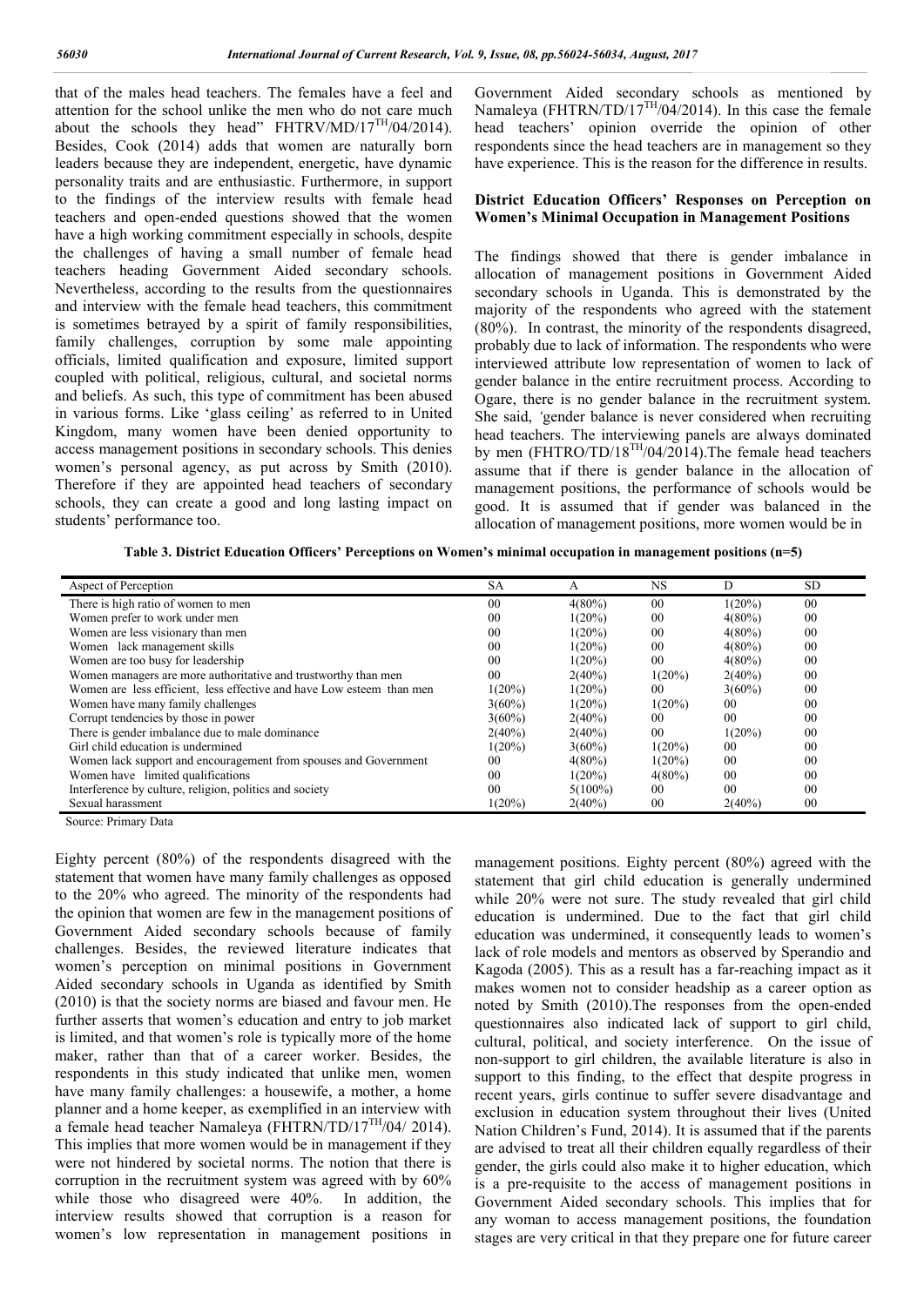that of the males head teachers. The females have a feel and attention for the school unlike the men who do not care much about the schools they head" FHTRV/MD/17$^{TH}$/04/2014). Besides, Cook (2014) adds that women are naturally born leaders because they are independent, energetic, have dynamic personality traits and are enthusiastic. Furthermore, in support to the findings of the interview results with female head teachers and open-ended questions showed that the women have a high working commitment especially in schools, despite the challenges of having a small number of female head teachers heading Government Aided secondary schools. Nevertheless, according to the results from the questionnaires and interview with the female head teachers, this commitment is sometimes betrayed by a spirit of family responsibilities, family challenges, corruption by some male appointing officials, limited qualification and exposure, limited support coupled with political, religious, cultural, and societal norms and beliefs. As such, this type of commitment has been abused in various forms. Like 'glass ceiling' as referred to in United Kingdom, many women have been denied opportunity to access management positions in secondary schools. This denies women's personal agency, as put across by Smith (2010). Therefore if they are appointed head teachers of secondary schools, they can create a good and long lasting impact on students' performance too.

Government Aided secondary schools as mentioned by Namaleya (FHTRN/TD/17$^{TH}$/04/2014). In this case the female head teachers' opinion override the opinion of other respondents since the head teachers are in management so they have experience. This is the reason for the difference in results.

### District Education Officers' Responses on Perception on Women's Minimal Occupation in Management Positions

The findings showed that there is gender imbalance in allocation of management positions in Government Aided secondary schools in Uganda. This is demonstrated by the majority of the respondents who agreed with the statement (80%). In contrast, the minority of the respondents disagreed, probably due to lack of information. The respondents who were interviewed attribute low representation of women to lack of gender balance in the entire recruitment process. According to Ogare, there is no gender balance in the recruitment system. She said, *'*gender balance is never considered when recruiting head teachers. The interviewing panels are always dominated by men (FHTRO/TD/18$^{TH}$/04/2014).The female head teachers assume that if there is gender balance in the allocation of management positions, the performance of schools would be good. It is assumed that if gender was balanced in the allocation of management positions, more women would be in management positions. Eighty percent (80%) agreed with the statement that girl child education is generally undermined while 20% were not sure. The study revealed that girl child education is undermined. Due to the fact that girl child education was undermined, it consequently leads to women's lack of role models and mentors as observed by Sperandio and Kagoda (2005). This as a result has a far-reaching impact as it makes women not to consider headship as a career option as noted by Smith (2010).The responses from the open-ended questionnaires also indicated lack of support to girl child, cultural, political, and society interference. On the issue of non-support to girl children, the available literature is also in support to this finding, to the effect that despite progress in recent years, girls continue to suffer severe disadvantage and exclusion in education system throughout their lives (United Nation Children's Fund, 2014). It is assumed that if the parents are advised to treat all their children equally regardless of their gender, the girls could also make it to higher education, which is a pre-requisite to the access of management positions in Government Aided secondary schools. This implies that for any woman to access management positions, the foundation stages are very critical in that they prepare one for future career

**Table 3. District Education Officers' Perceptions on Women's minimal occupation in management positions (n=5)**

| Aspect of Perception | SA | A | NS | D | SD |
|---|---|---|---|---|---|
| There is high ratio of women to men | 00 | 4(80%) | 00 | 1(20%) | 00 |
| Women prefer to work under men | 00 | 1(20%) | 00 | 4(80%) | 00 |
| Women are less visionary than men | 00 | 1(20%) | 00 | 4(80%) | 00 |
| Women lack management skills | 00 | 1(20%) | 00 | 4(80%) | 00 |
| Women are too busy for leadership | 00 | 1(20%) | 00 | 4(80%) | 00 |
| Women managers are more authoritative and trustworthy than men | 00 | 2(40%) | 1(20%) | 2(40%) | 00 |
| Women are less efficient, less effective and have Low esteem than men | 1(20%) | 1(20%) | 00 | 3(60%) | 00 |
| Women have many family challenges | 3(60%) | 1(20%) | 1(20%) | 00 | 00 |
| Corrupt tendencies by those in power | 3(60%) | 2(40%) | 00 | 00 | 00 |
| There is gender imbalance due to male dominance | 2(40%) | 2(40%) | 00 | 1(20%) | 00 |
| Girl child education is undermined | 1(20%) | 3(60%) | 1(20%) | 00 | 00 |
| Women lack support and encouragement from spouses and Government | 00 | 4(80%) | 1(20%) | 00 | 00 |
| Women have limited qualifications | 00 | 1(20%) | 4(80%) | 00 | 00 |
| Interference by culture, religion, politics and society | 00 | 5(100%) | 00 | 00 | 00 |
| Sexual harassment | 1(20%) | 2(40%) | 00 | 2(40%) | 00 |

Source: Primary Data

Eighty percent (80%) of the respondents disagreed with the statement that women have many family challenges as opposed to the 20% who agreed. The minority of the respondents had the opinion that women are few in the management positions of Government Aided secondary schools because of family challenges. Besides, the reviewed literature indicates that women's perception on minimal positions in Government Aided secondary schools in Uganda as identified by Smith (2010) is that the society norms are biased and favour men. He further asserts that women's education and entry to job market is limited, and that women's role is typically more of the home maker, rather than that of a career worker. Besides, the respondents in this study indicated that unlike men, women have many family challenges: a housewife, a mother, a home planner and a home keeper, as exemplified in an interview with a female head teacher Namaleya (FHTRN/TD/17$^{TH}$/04/ 2014). This implies that more women would be in management if they were not hindered by societal norms. The notion that there is corruption in the recruitment system was agreed with by 60% while those who disagreed were 40%. In addition, the interview results showed that corruption is a reason for women's low representation in management positions in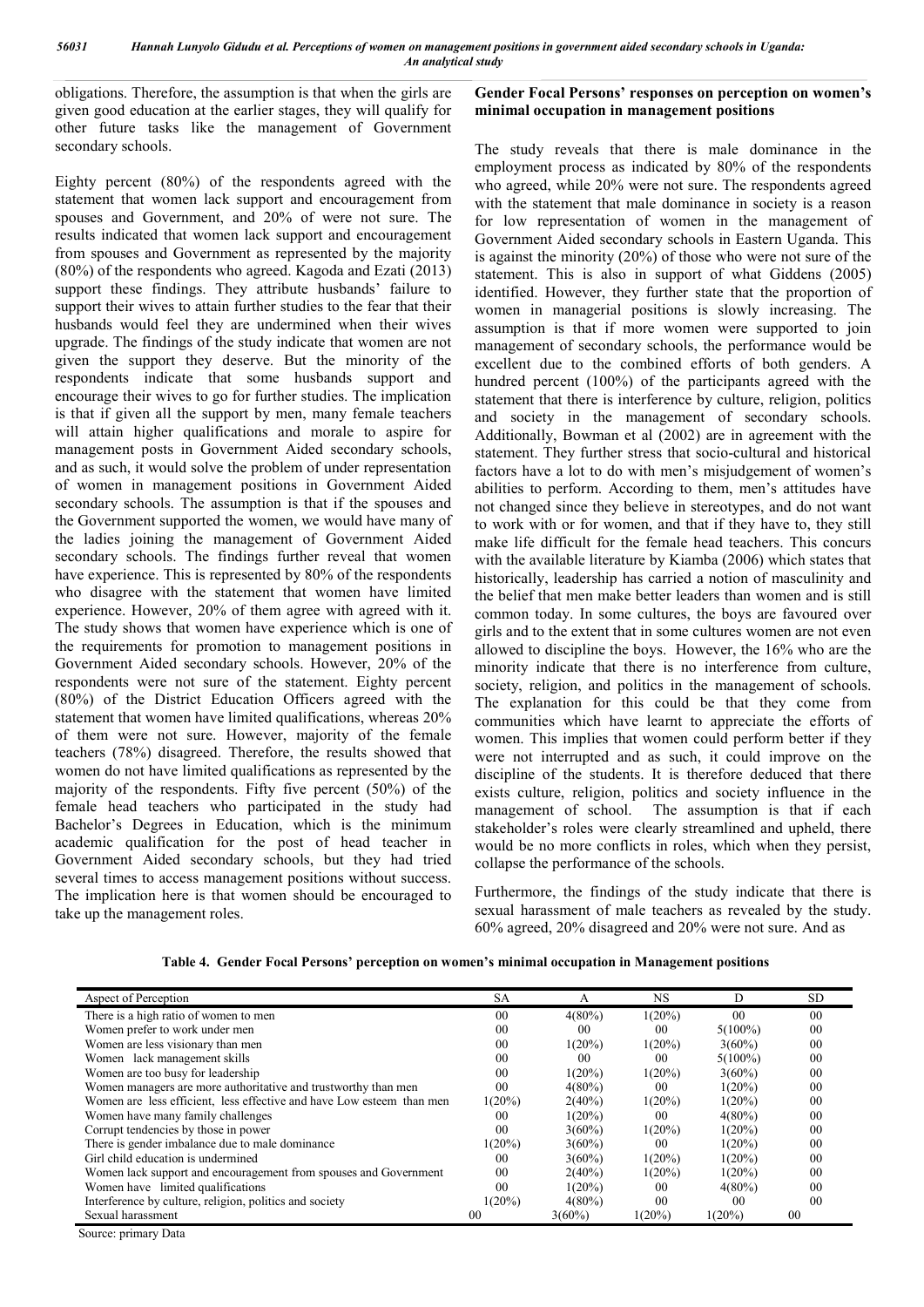obligations. Therefore, the assumption is that when the girls are given good education at the earlier stages, they will qualify for other future tasks like the management of Government secondary schools.

Eighty percent (80%) of the respondents agreed with the statement that women lack support and encouragement from spouses and Government, and 20% of were not sure. The results indicated that women lack support and encouragement from spouses and Government as represented by the majority (80%) of the respondents who agreed. Kagoda and Ezati (2013) support these findings. They attribute husbands' failure to support their wives to attain further studies to the fear that their husbands would feel they are undermined when their wives upgrade. The findings of the study indicate that women are not given the support they deserve. But the minority of the respondents indicate that some husbands support and encourage their wives to go for further studies. The implication is that if given all the support by men, many female teachers will attain higher qualifications and morale to aspire for management posts in Government Aided secondary schools, and as such, it would solve the problem of under representation of women in management positions in Government Aided secondary schools. The assumption is that if the spouses and the Government supported the women, we would have many of the ladies joining the management of Government Aided secondary schools. The findings further reveal that women have experience. This is represented by 80% of the respondents who disagree with the statement that women have limited experience. However, 20% of them agree with agreed with it. The study shows that women have experience which is one of the requirements for promotion to management positions in Government Aided secondary schools. However, 20% of the respondents were not sure of the statement. Eighty percent (80%) of the District Education Officers agreed with the statement that women have limited qualifications, whereas 20% of them were not sure. However, majority of the female teachers (78%) disagreed. Therefore, the results showed that women do not have limited qualifications as represented by the majority of the respondents. Fifty five percent (50%) of the female head teachers who participated in the study had Bachelor's Degrees in Education, which is the minimum academic qualification for the post of head teacher in Government Aided secondary schools, but they had tried several times to access management positions without success. The implication here is that women should be encouraged to take up the management roles.

**Gender Focal Persons' responses on perception on women's minimal occupation in management positions**

The study reveals that there is male dominance in the employment process as indicated by 80% of the respondents who agreed, while 20% were not sure. The respondents agreed with the statement that male dominance in society is a reason for low representation of women in the management of Government Aided secondary schools in Eastern Uganda. This is against the minority (20%) of those who were not sure of the statement. This is also in support of what Giddens (2005) identified. However, they further state that the proportion of women in managerial positions is slowly increasing. The assumption is that if more women were supported to join management of secondary schools, the performance would be excellent due to the combined efforts of both genders. A hundred percent (100%) of the participants agreed with the statement that there is interference by culture, religion, politics and society in the management of secondary schools. Additionally, Bowman et al (2002) are in agreement with the statement. They further stress that socio-cultural and historical factors have a lot to do with men's misjudgement of women's abilities to perform. According to them, men's attitudes have not changed since they believe in stereotypes, and do not want to work with or for women, and that if they have to, they still make life difficult for the female head teachers. This concurs with the available literature by Kiamba (2006) which states that historically, leadership has carried a notion of masculinity and the belief that men make better leaders than women and is still common today. In some cultures, the boys are favoured over girls and to the extent that in some cultures women are not even allowed to discipline the boys. However, the 16% who are the minority indicate that there is no interference from culture, society, religion, and politics in the management of schools. The explanation for this could be that they come from communities which have learnt to appreciate the efforts of women. This implies that women could perform better if they were not interrupted and as such, it could improve on the discipline of the students. It is therefore deduced that there exists culture, religion, politics and society influence in the management of school. The assumption is that if each stakeholder's roles were clearly streamlined and upheld, there would be no more conflicts in roles, which when they persist, collapse the performance of the schools.

Furthermore, the findings of the study indicate that there is sexual harassment of male teachers as revealed by the study. 60% agreed, 20% disagreed and 20% were not sure. And as

**Table 4. Gender Focal Persons' perception on women's minimal occupation in Management positions**

| Aspect of Perception | SA | A | NS | D | SD |
|---|---|---|---|---|---|
| There is a high ratio of women to men | 00 | 4(80%) | 1(20%) | 00 | 00 |
| Women prefer to work under men | 00 | 00 | 00 | 5(100%) | 00 |
| Women are less visionary than men | 00 | 1(20%) | 1(20%) | 3(60%) | 00 |
| Women lack management skills | 00 | 00 | 00 | 5(100%) | 00 |
| Women are too busy for leadership | 00 | 1(20%) | 1(20%) | 3(60%) | 00 |
| Women managers are more authoritative and trustworthy than men | 00 | 4(80%) | 00 | 1(20%) | 00 |
| Women are less efficient, less effective and have Low esteem than men | 1(20%) | 2(40%) | 1(20%) | 1(20%) | 00 |
| Women have many family challenges | 00 | 1(20%) | 00 | 4(80%) | 00 |
| Corrupt tendencies by those in power | 00 | 3(60%) | 1(20%) | 1(20%) | 00 |
| There is gender imbalance due to male dominance | 1(20%) | 3(60%) | 00 | 1(20%) | 00 |
| Girl child education is undermined | 00 | 3(60%) | 1(20%) | 1(20%) | 00 |
| Women lack support and encouragement from spouses and Government | 00 | 2(40%) | 1(20%) | 1(20%) | 00 |
| Women have limited qualifications | 00 | 1(20%) | 00 | 4(80%) | 00 |
| Interference by culture, religion, politics and society | 1(20%) | 4(80%) | 00 | 00 | 00 |
| Sexual harassment | 00 | 3(60%) | 1(20%) | 1(20%) | 00 |

Source: primary Data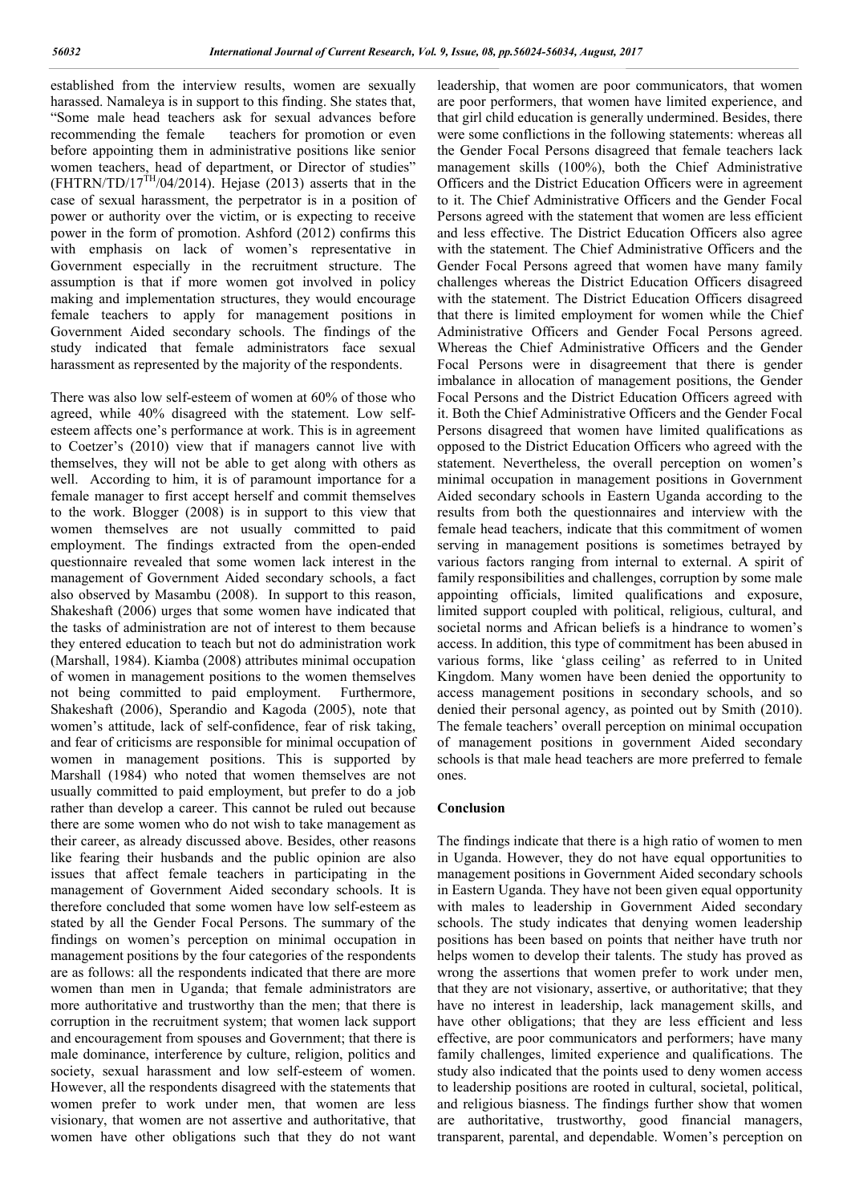established from the interview results, women are sexually harassed. Namaleya is in support to this finding. She states that, "Some male head teachers ask for sexual advances before recommending the female teachers for promotion or even before appointing them in administrative positions like senior women teachers, head of department, or Director of studies" (FHTRN/TD/17$^{TH}$/04/2014). Hejase (2013) asserts that in the case of sexual harassment, the perpetrator is in a position of power or authority over the victim, or is expecting to receive power in the form of promotion. Ashford (2012) confirms this with emphasis on lack of women's representative in Government especially in the recruitment structure. The assumption is that if more women got involved in policy making and implementation structures, they would encourage female teachers to apply for management positions in Government Aided secondary schools. The findings of the study indicated that female administrators face sexual harassment as represented by the majority of the respondents.

There was also low self-esteem of women at 60% of those who agreed, while 40% disagreed with the statement. Low self-esteem affects one's performance at work. This is in agreement to Coetzer's (2010) view that if managers cannot live with themselves, they will not be able to get along with others as well. According to him, it is of paramount importance for a female manager to first accept herself and commit themselves to the work. Blogger (2008) is in support to this view that women themselves are not usually committed to paid employment. The findings extracted from the open-ended questionnaire revealed that some women lack interest in the management of Government Aided secondary schools, a fact also observed by Masambu (2008). In support to this reason, Shakeshaft (2006) urges that some women have indicated that the tasks of administration are not of interest to them because they entered education to teach but not do administration work (Marshall, 1984). Kiamba (2008) attributes minimal occupation of women in management positions to the women themselves not being committed to paid employment. Furthermore, Shakeshaft (2006), Sperandio and Kagoda (2005), note that women's attitude, lack of self-confidence, fear of risk taking, and fear of criticisms are responsible for minimal occupation of women in management positions. This is supported by Marshall (1984) who noted that women themselves are not usually committed to paid employment, but prefer to do a job rather than develop a career. This cannot be ruled out because there are some women who do not wish to take management as their career, as already discussed above. Besides, other reasons like fearing their husbands and the public opinion are also issues that affect female teachers in participating in the management of Government Aided secondary schools. It is therefore concluded that some women have low self-esteem as stated by all the Gender Focal Persons. The summary of the findings on women's perception on minimal occupation in management positions by the four categories of the respondents are as follows: all the respondents indicated that there are more women than men in Uganda; that female administrators are more authoritative and trustworthy than the men; that there is corruption in the recruitment system; that women lack support and encouragement from spouses and Government; that there is male dominance, interference by culture, religion, politics and society, sexual harassment and low self-esteem of women. However, all the respondents disagreed with the statements that women prefer to work under men, that women are less visionary, that women are not assertive and authoritative, that women have other obligations such that they do not want leadership, that women are poor communicators, that women are poor performers, that women have limited experience, and that girl child education is generally undermined. Besides, there were some conflictions in the following statements: whereas all the Gender Focal Persons disagreed that female teachers lack management skills (100%), both the Chief Administrative Officers and the District Education Officers were in agreement to it. The Chief Administrative Officers and the Gender Focal Persons agreed with the statement that women are less efficient and less effective. The District Education Officers also agree with the statement. The Chief Administrative Officers and the Gender Focal Persons agreed that women have many family challenges whereas the District Education Officers disagreed with the statement. The District Education Officers disagreed that there is limited employment for women while the Chief Administrative Officers and Gender Focal Persons agreed. Whereas the Chief Administrative Officers and the Gender Focal Persons were in disagreement that there is gender imbalance in allocation of management positions, the Gender Focal Persons and the District Education Officers agreed with it. Both the Chief Administrative Officers and the Gender Focal Persons disagreed that women have limited qualifications as opposed to the District Education Officers who agreed with the statement. Nevertheless, the overall perception on women's minimal occupation in management positions in Government Aided secondary schools in Eastern Uganda according to the results from both the questionnaires and interview with the female head teachers, indicate that this commitment of women serving in management positions is sometimes betrayed by various factors ranging from internal to external. A spirit of family responsibilities and challenges, corruption by some male appointing officials, limited qualifications and exposure, limited support coupled with political, religious, cultural, and societal norms and African beliefs is a hindrance to women's access. In addition, this type of commitment has been abused in various forms, like 'glass ceiling' as referred to in United Kingdom. Many women have been denied the opportunity to access management positions in secondary schools, and so denied their personal agency, as pointed out by Smith (2010). The female teachers' overall perception on minimal occupation of management positions in government Aided secondary schools is that male head teachers are more preferred to female ones.

## Conclusion

The findings indicate that there is a high ratio of women to men in Uganda. However, they do not have equal opportunities to management positions in Government Aided secondary schools in Eastern Uganda. They have not been given equal opportunity with males to leadership in Government Aided secondary schools. The study indicates that denying women leadership positions has been based on points that neither have truth nor helps women to develop their talents. The study has proved as wrong the assertions that women prefer to work under men, that they are not visionary, assertive, or authoritative; that they have no interest in leadership, lack management skills, and have other obligations; that they are less efficient and less effective, are poor communicators and performers; have many family challenges, limited experience and qualifications. The study also indicated that the points used to deny women access to leadership positions are rooted in cultural, societal, political, and religious biasness. The findings further show that women are authoritative, trustworthy, good financial managers, transparent, parental, and dependable. Women's perception on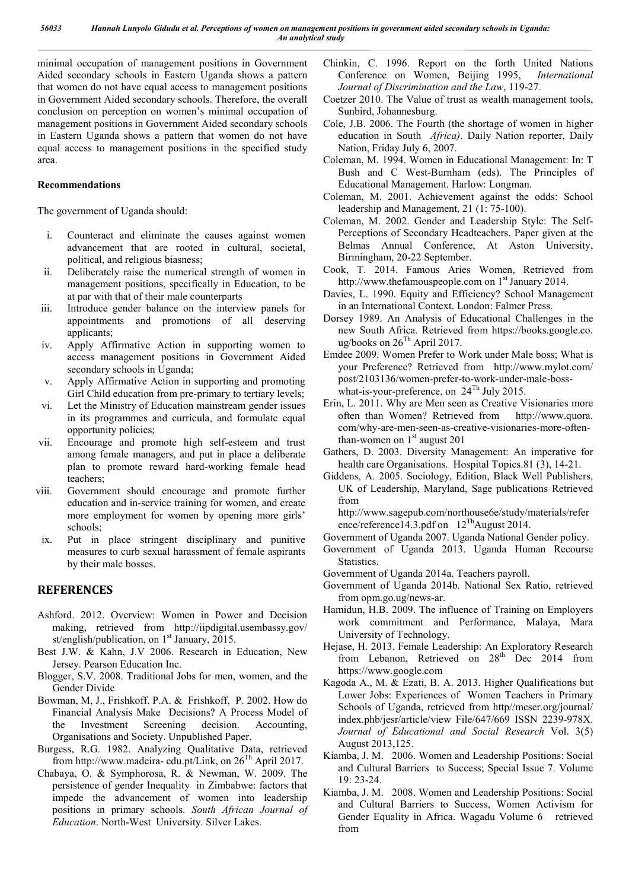minimal occupation of management positions in Government Aided secondary schools in Eastern Uganda shows a pattern that women do not have equal access to management positions in Government Aided secondary schools. Therefore, the overall conclusion on perception on women's minimal occupation of management positions in Government Aided secondary schools in Eastern Uganda shows a pattern that women do not have equal access to management positions in the specified study area.

**Recommendations**

The government of Uganda should:

i. Counteract and eliminate the causes against women advancement that are rooted in cultural, societal, political, and religious biasness;
ii. Deliberately raise the numerical strength of women in management positions, specifically in Education, to be at par with that of their male counterparts
iii. Introduce gender balance on the interview panels for appointments and promotions of all deserving applicants;
iv. Apply Affirmative Action in supporting women to access management positions in Government Aided secondary schools in Uganda;
v. Apply Affirmative Action in supporting and promoting Girl Child education from pre-primary to tertiary levels;
vi. Let the Ministry of Education mainstream gender issues in its programmes and curricula, and formulate equal opportunity policies;
vii. Encourage and promote high self-esteem and trust among female managers, and put in place a deliberate plan to promote reward hard-working female head teachers;
viii. Government should encourage and promote further education and in-service training for women, and create more employment for women by opening more girls' schools;
ix. Put in place stringent disciplinary and punitive measures to curb sexual harassment of female aspirants by their male bosses.

## REFERENCES

Ashford. 2012. Overview: Women in Power and Decision making, retrieved from http://iipdigital.usembassy.gov/st/english/publication, on 1st January, 2015.

Best J.W. & Kahn, J.V 2006. Research in Education, New Jersey. Pearson Education Inc.

Blogger, S.V. 2008. Traditional Jobs for men, women, and the Gender Divide

Bowman, M, J., Frishkoff. P.A. & Frishkoff, P. 2002. How do Financial Analysis Make Decisions? A Process Model of the Investment Screening decision. Accounting, Organisations and Society. Unpublished Paper.

Burgess, R.G. 1982. Analyzing Qualitative Data, retrieved from http://www.madeira- edu.pt/Link, on 26Th April 2017.

Chabaya, O. & Symphorosa, R. & Newman, W. 2009. The persistence of gender Inequality in Zimbabwe: factors that impede the advancement of women into leadership positions in primary schools. *South African Journal of Education*. North-West University. Silver Lakes.

Chinkin, C. 1996. Report on the forth United Nations Conference on Women, Beijing 1995, *International Journal of Discrimination and the Law*, 119-27.

Coetzer 2010. The Value of trust as wealth management tools, Sunbird, Johannesburg.

Cole, J.B. 2006. The Fourth (the shortage of women in higher education in South *Africa)*. Daily Nation reporter, Daily Nation, Friday July 6, 2007.

Coleman, M. 1994. Women in Educational Management: In: T Bush and C West-Burnham (eds). The Principles of Educational Management. Harlow: Longman.

Coleman, M. 2001. Achievement against the odds: School leadership and Management, 21 (1: 75-100).

Coleman, M. 2002. Gender and Leadership Style: The Self-Perceptions of Secondary Headteachers. Paper given at the Belmas Annual Conference, At Aston University, Birmingham, 20-22 September.

Cook, T. 2014. Famous Aries Women, Retrieved from http://www.thefamouspeople.com on 1st January 2014.

Davies, L. 1990. Equity and Efficiency? School Management in an International Context. London: Falmer Press.

Dorsey 1989. An Analysis of Educational Challenges in the new South Africa. Retrieved from https://books.google.co.ug/books on 26Th April 2017.

Emdee 2009. Women Prefer to Work under Male boss; What is your Preference? Retrieved from http://www.mylot.com/post/2103136/women-prefer-to-work-under-male-boss-what-is-your-preference, on 24Th July 2015.

Erin, L. 2011. Why are Men seen as Creative Visionaries more often than Women? Retrieved from http://www.quora.com/why-are-men-seen-as-creative-visionaries-more-often-than-women on 1st august 201

Gathers, D. 2003. Diversity Management: An imperative for health care Organisations. Hospital Topics.81 (3), 14-21.

Giddens, A. 2005. Sociology, Edition, Black Well Publishers, UK of Leadership, Maryland, Sage publications Retrieved from http://www.sagepub.com/northouse6e/study/materials/reference/reference14.3.pdf on 12ThAugust 2014.

Government of Uganda 2007. Uganda National Gender policy.

Government of Uganda 2013. Uganda Human Recourse Statistics.

Government of Uganda 2014a. Teachers payroll.

Government of Uganda 2014b. National Sex Ratio, retrieved from opm.go.ug/news-ar.

Hamidun, H.B. 2009. The influence of Training on Employers work commitment and Performance, Malaya, Mara University of Technology.

Hejase, H. 2013. Female Leadership: An Exploratory Research from Lebanon, Retrieved on 28th Dec 2014 from https://www.google.com

Kagoda A., M. & Ezati, B. A. 2013. Higher Qualifications but Lower Jobs: Experiences of Women Teachers in Primary Schools of Uganda, retrieved from http//mcser.org/journal/index.phb/jesr/article/view File/647/669 ISSN 2239-978X. *Journal of Educational and Social Research* Vol. 3(5) August 2013,125.

Kiamba, J. M. 2006. Women and Leadership Positions: Social and Cultural Barriers to Success; Special Issue 7. Volume 19: 23-24.

Kiamba, J. M. 2008. Women and Leadership Positions: Social and Cultural Barriers to Success, Women Activism for Gender Equality in Africa. Wagadu Volume 6 retrieved from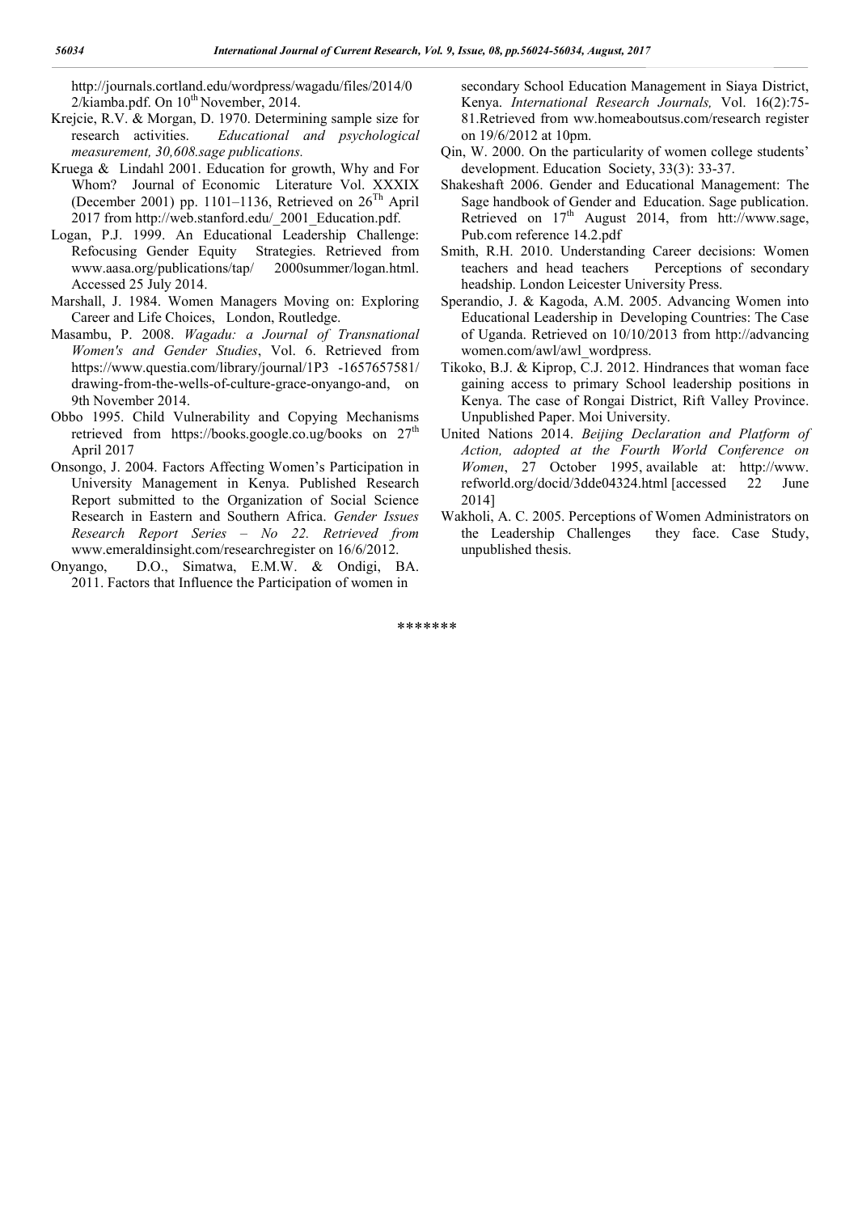http://journals.cortland.edu/wordpress/wagadu/files/2014/02/kiamba.pdf. On 10th November, 2014.

Krejcie, R.V. & Morgan, D. 1970. Determining sample size for research activities. *Educational and psychological measurement, 30,608.sage publications.*

Kruega & Lindahl 2001. Education for growth, Why and For Whom? Journal of Economic Literature Vol. XXXIX (December 2001) pp. 1101–1136, Retrieved on 26Th April 2017 from http://web.stanford.edu/_2001_Education.pdf.

Logan, P.J. 1999. An Educational Leadership Challenge: Refocusing Gender Equity Strategies. Retrieved from www.aasa.org/publications/tap/ 2000summer/logan.html. Accessed 25 July 2014.

Marshall, J. 1984. Women Managers Moving on: Exploring Career and Life Choices, London, Routledge.

Masambu, P. 2008. *Wagadu: a Journal of Transnational Women's and Gender Studies*, Vol. 6. Retrieved from https://www.questia.com/library/journal/1P3 -1657657581/drawing-from-the-wells-of-culture-grace-onyango-and, on 9th November 2014.

Obbo 1995. Child Vulnerability and Copying Mechanisms retrieved from https://books.google.co.ug/books on 27th April 2017

Onsongo, J. 2004. Factors Affecting Women's Participation in University Management in Kenya. Published Research Report submitted to the Organization of Social Science Research in Eastern and Southern Africa. *Gender Issues Research Report Series – No 22. Retrieved from* www.emeraldinsight.com/researchregister on 16/6/2012.

Onyango, D.O., Simatwa, E.M.W. & Ondigi, BA. 2011. Factors that Influence the Participation of women in secondary School Education Management in Siaya District, Kenya. *International Research Journals,* Vol. 16(2):75-81.Retrieved from ww.homeaboutsus.com/research register on 19/6/2012 at 10pm.

Qin, W. 2000. On the particularity of women college students' development. Education Society, 33(3): 33-37.

Shakeshaft 2006. Gender and Educational Management: The Sage handbook of Gender and Education. Sage publication. Retrieved on 17th August 2014, from htt://www.sage, Pub.com reference 14.2.pdf

Smith, R.H. 2010. Understanding Career decisions: Women teachers and head teachers Perceptions of secondary headship. London Leicester University Press.

Sperandio, J. & Kagoda, A.M. 2005. Advancing Women into Educational Leadership in Developing Countries: The Case of Uganda. Retrieved on 10/10/2013 from http://advancing women.com/awl/awl_wordpress.

Tikoko, B.J. & Kiprop, C.J. 2012. Hindrances that woman face gaining access to primary School leadership positions in Kenya. The case of Rongai District, Rift Valley Province. Unpublished Paper. Moi University.

United Nations 2014. *Beijing Declaration and Platform of Action, adopted at the Fourth World Conference on Women*, 27 October 1995, available at: http://www.refworld.org/docid/3dde04324.html [accessed 22 June 2014]

Wakholi, A. C. 2005. Perceptions of Women Administrators on the Leadership Challenges they face. Case Study, unpublished thesis.

*******